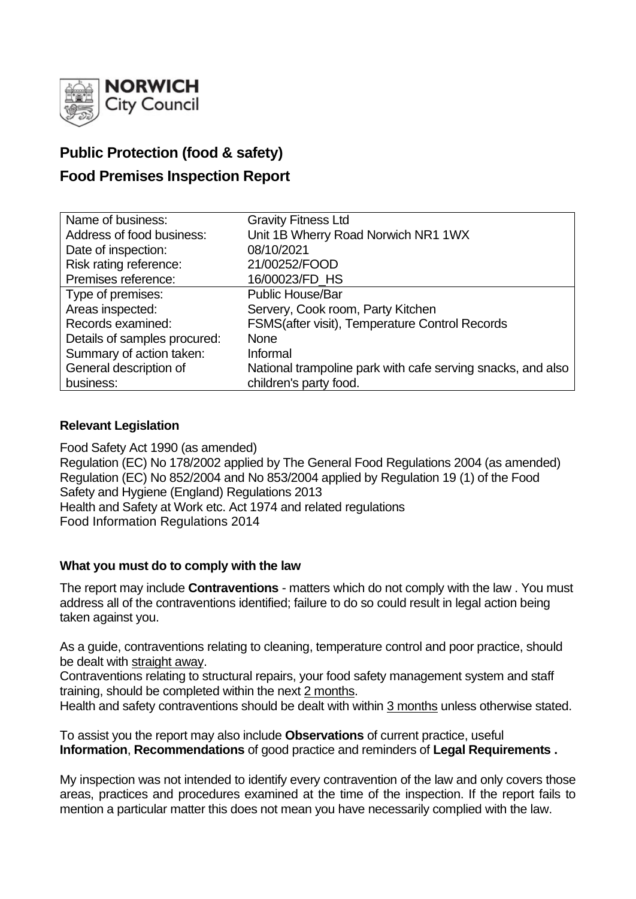NORWICH City Council

## Public Protection (food & safety)

## Food Premises Inspection Report

| | |
|---|---|
| Name of business: | Gravity Fitness Ltd |
| Address of food business: | Unit 1B Wherry Road Norwich NR1 1WX |
| Date of inspection: | 08/10/2021 |
| Risk rating reference: | 21/00252/FOOD |
| Premises reference: | 16/00023/FD_HS |
| Type of premises: | Public House/Bar |
| Areas inspected: | Servery, Cook room, Party Kitchen |
| Records examined: | FSMS(after visit), Temperature Control Records |
| Details of samples procured: | None |
| Summary of action taken: | Informal |
| General description of business: | National trampoline park with cafe serving snacks, and also children's party food. |

### Relevant Legislation

Food Safety Act 1990 (as amended)
Regulation (EC) No 178/2002 applied by The General Food Regulations 2004 (as amended)
Regulation (EC) No 852/2004 and No 853/2004 applied by Regulation 19 (1) of the Food Safety and Hygiene (England) Regulations 2013
Health and Safety at Work etc. Act 1974 and related regulations
Food Information Regulations 2014

### What you must do to comply with the law

The report may include **Contraventions** - matters which do not comply with the law . You must address all of the contraventions identified; failure to do so could result in legal action being taken against you.

As a guide, contraventions relating to cleaning, temperature control and poor practice, should be dealt with straight away.
Contraventions relating to structural repairs, your food safety management system and staff training, should be completed within the next 2 months.
Health and safety contraventions should be dealt with within 3 months unless otherwise stated.

To assist you the report may also include **Observations** of current practice, useful **Information**, **Recommendations** of good practice and reminders of **Legal Requirements .**

My inspection was not intended to identify every contravention of the law and only covers those areas, practices and procedures examined at the time of the inspection. If the report fails to mention a particular matter this does not mean you have necessarily complied with the law.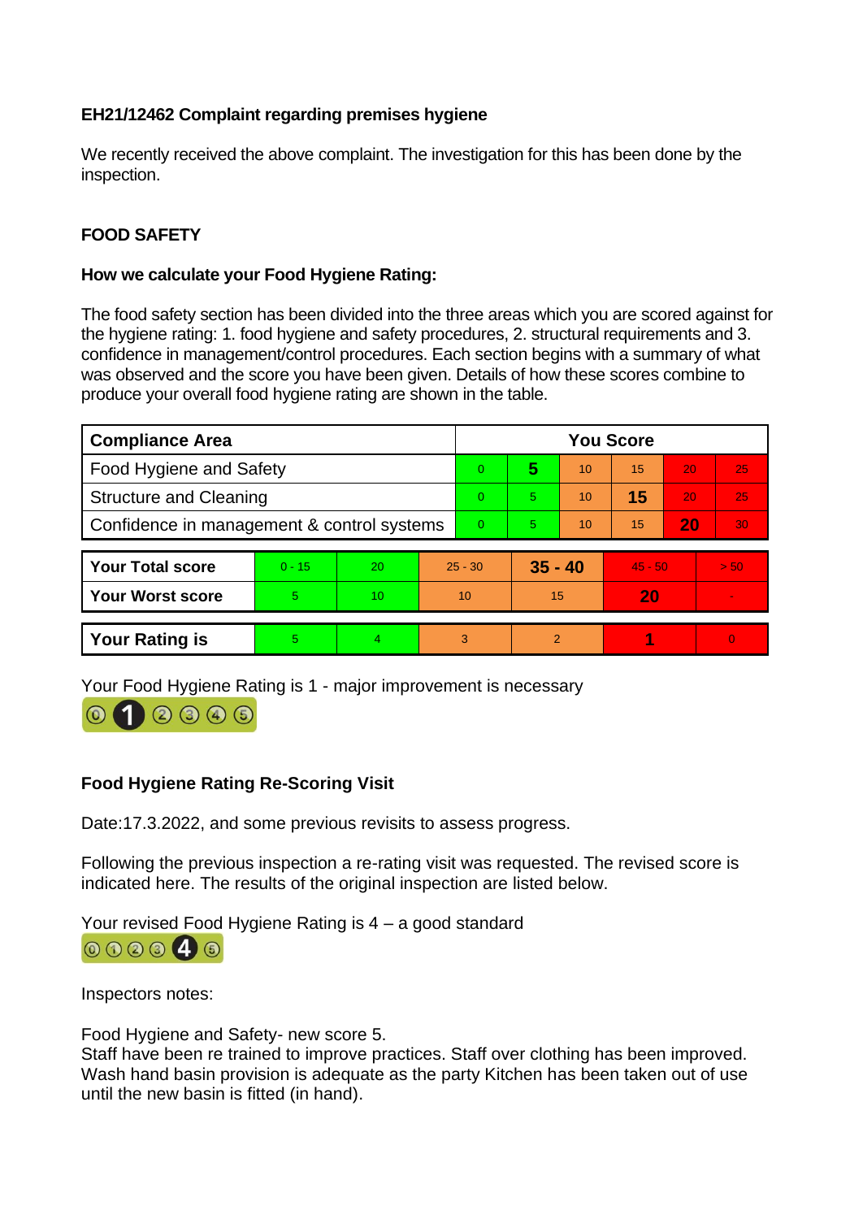**EH21/12462 Complaint regarding premises hygiene**

We recently received the above complaint. The investigation for this has been done by the inspection.

**FOOD SAFETY**

**How we calculate your Food Hygiene Rating:**

The food safety section has been divided into the three areas which you are scored against for the hygiene rating: 1. food hygiene and safety procedures, 2. structural requirements and 3. confidence in management/control procedures. Each section begins with a summary of what was observed and the score you have been given. Details of how these scores combine to produce your overall food hygiene rating are shown in the table.

| Compliance Area | You Score | | | | | |
|---|---|---|---|---|---|---|
| Food Hygiene and Safety | 0 | **5** | 10 | 15 | 20 | 25 |
| Structure and Cleaning | 0 | 5 | 10 | **15** | 20 | 25 |
| Confidence in management & control systems | 0 | 5 | 10 | 15 | **20** | 30 |

| | | | | | | |
|---|---|---|---|---|---|---|
| **Your Total score** | 0 - 15 | 20 | 25 - 30 | **35 - 40** | 45 - 50 | > 50 |
| **Your Worst score** | 5 | 10 | 10 | 15 | **20** | - |
| **Your Rating is** | 5 | 4 | 3 | 2 | **1** | 0 |

Your Food Hygiene Rating is 1 - major improvement is necessary

**Food Hygiene Rating Re-Scoring Visit**

Date:17.3.2022, and some previous revisits to assess progress.

Following the previous inspection a re-rating visit was requested. The revised score is indicated here. The results of the original inspection are listed below.

Your revised Food Hygiene Rating is 4 – a good standard

Inspectors notes:

Food Hygiene and Safety- new score 5.
Staff have been re trained to improve practices. Staff over clothing has been improved. Wash hand basin provision is adequate as the party Kitchen has been taken out of use until the new basin is fitted (in hand).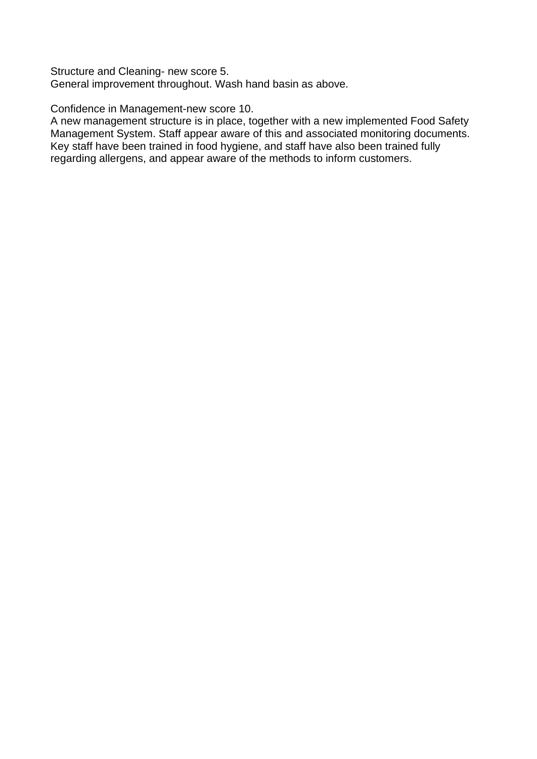Structure and Cleaning- new score 5.
General improvement throughout. Wash hand basin as above.

Confidence in Management-new score 10.
A new management structure is in place, together with a new implemented Food Safety Management System. Staff appear aware of this and associated monitoring documents. Key staff have been trained in food hygiene, and staff have also been trained fully regarding allergens, and appear aware of the methods to inform customers.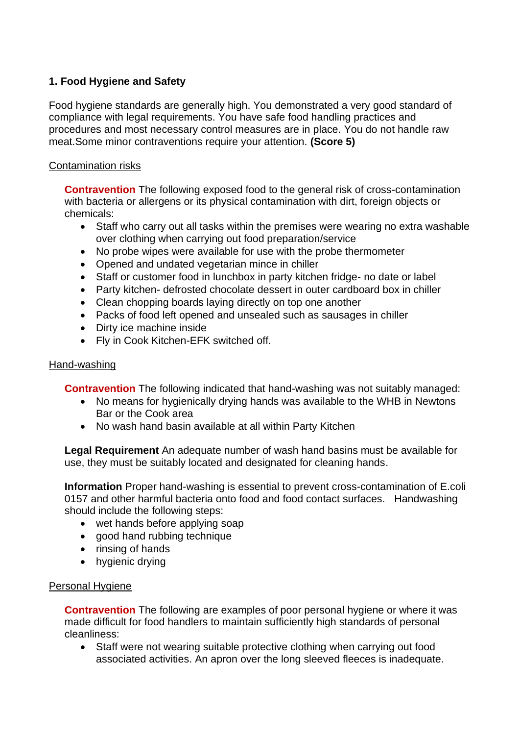## 1. Food Hygiene and Safety

Food hygiene standards are generally high. You demonstrated a very good standard of compliance with legal requirements. You have safe food handling practices and procedures and most necessary control measures are in place. You do not handle raw meat.Some minor contraventions require your attention. **(Score 5)**

Contamination risks

**Contravention** The following exposed food to the general risk of cross-contamination with bacteria or allergens or its physical contamination with dirt, foreign objects or chemicals:

- Staff who carry out all tasks within the premises were wearing no extra washable over clothing when carrying out food preparation/service
- No probe wipes were available for use with the probe thermometer
- Opened and undated vegetarian mince in chiller
- Staff or customer food in lunchbox in party kitchen fridge- no date or label
- Party kitchen- defrosted chocolate dessert in outer cardboard box in chiller
- Clean chopping boards laying directly on top one another
- Packs of food left opened and unsealed such as sausages in chiller
- Dirty ice machine inside
- Fly in Cook Kitchen-EFK switched off.

Hand-washing

**Contravention** The following indicated that hand-washing was not suitably managed:

- No means for hygienically drying hands was available to the WHB in Newtons Bar or the Cook area
- No wash hand basin available at all within Party Kitchen

**Legal Requirement** An adequate number of wash hand basins must be available for use, they must be suitably located and designated for cleaning hands.

**Information** Proper hand-washing is essential to prevent cross-contamination of E.coli 0157 and other harmful bacteria onto food and food contact surfaces. Handwashing should include the following steps:

- wet hands before applying soap
- good hand rubbing technique
- rinsing of hands
- hygienic drying

Personal Hygiene

**Contravention** The following are examples of poor personal hygiene or where it was made difficult for food handlers to maintain sufficiently high standards of personal cleanliness:

- Staff were not wearing suitable protective clothing when carrying out food associated activities. An apron over the long sleeved fleeces is inadequate.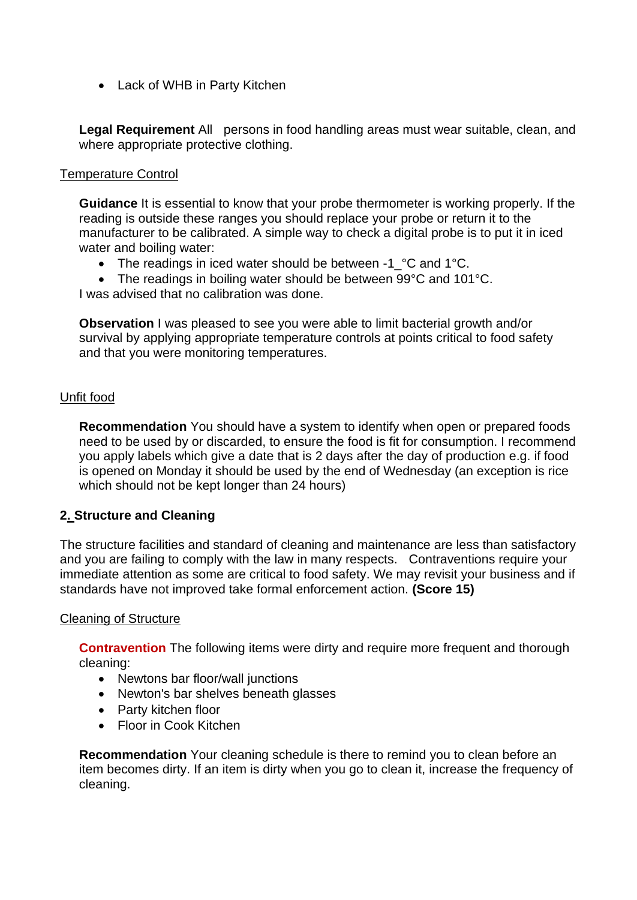- Lack of WHB in Party Kitchen

**Legal Requirement** All persons in food handling areas must wear suitable, clean, and where appropriate protective clothing.

Temperature Control

**Guidance** It is essential to know that your probe thermometer is working properly. If the reading is outside these ranges you should replace your probe or return it to the manufacturer to be calibrated. A simple way to check a digital probe is to put it in iced water and boiling water:

- The readings in iced water should be between -1_°C and 1°C.
- The readings in boiling water should be between 99°C and 101°C.

I was advised that no calibration was done.

**Observation** I was pleased to see you were able to limit bacterial growth and/or survival by applying appropriate temperature controls at points critical to food safety and that you were monitoring temperatures.

Unfit food

**Recommendation** You should have a system to identify when open or prepared foods need to be used by or discarded, to ensure the food is fit for consumption. I recommend you apply labels which give a date that is 2 days after the day of production e.g. if food is opened on Monday it should be used by the end of Wednesday (an exception is rice which should not be kept longer than 24 hours)

## 2. Structure and Cleaning

The structure facilities and standard of cleaning and maintenance are less than satisfactory and you are failing to comply with the law in many respects. Contraventions require your immediate attention as some are critical to food safety. We may revisit your business and if standards have not improved take formal enforcement action. **(Score 15)**

Cleaning of Structure

**Contravention** The following items were dirty and require more frequent and thorough cleaning:

- Newtons bar floor/wall junctions
- Newton's bar shelves beneath glasses
- Party kitchen floor
- Floor in Cook Kitchen

**Recommendation** Your cleaning schedule is there to remind you to clean before an item becomes dirty. If an item is dirty when you go to clean it, increase the frequency of cleaning.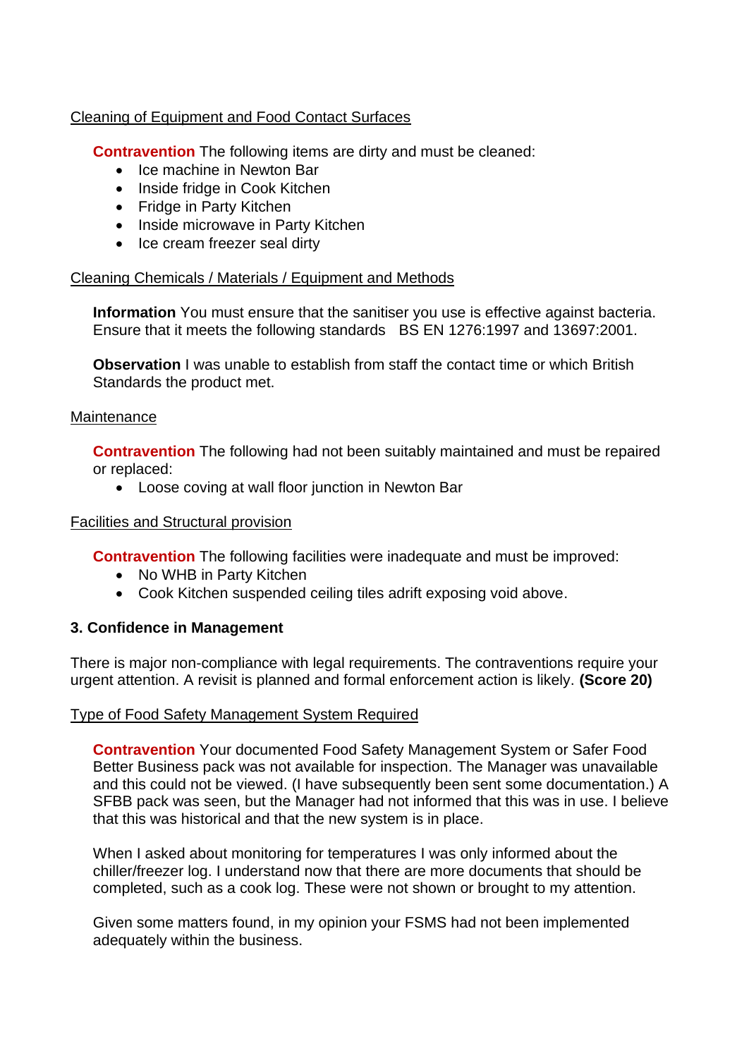Cleaning of Equipment and Food Contact Surfaces

**Contravention** The following items are dirty and must be cleaned:

- Ice machine in Newton Bar
- Inside fridge in Cook Kitchen
- Fridge in Party Kitchen
- Inside microwave in Party Kitchen
- Ice cream freezer seal dirty

Cleaning Chemicals / Materials / Equipment and Methods

**Information** You must ensure that the sanitiser you use is effective against bacteria. Ensure that it meets the following standards BS EN 1276:1997 and 13697:2001.

**Observation** I was unable to establish from staff the contact time or which British Standards the product met.

Maintenance

**Contravention** The following had not been suitably maintained and must be repaired or replaced:

- Loose coving at wall floor junction in Newton Bar

Facilities and Structural provision

**Contravention** The following facilities were inadequate and must be improved:

- No WHB in Party Kitchen
- Cook Kitchen suspended ceiling tiles adrift exposing void above.

**3. Confidence in Management**

There is major non-compliance with legal requirements. The contraventions require your urgent attention. A revisit is planned and formal enforcement action is likely. **(Score 20)**

Type of Food Safety Management System Required

**Contravention** Your documented Food Safety Management System or Safer Food Better Business pack was not available for inspection. The Manager was unavailable and this could not be viewed. (I have subsequently been sent some documentation.) A SFBB pack was seen, but the Manager had not informed that this was in use. I believe that this was historical and that the new system is in place.

When I asked about monitoring for temperatures I was only informed about the chiller/freezer log. I understand now that there are more documents that should be completed, such as a cook log. These were not shown or brought to my attention.

Given some matters found, in my opinion your FSMS had not been implemented adequately within the business.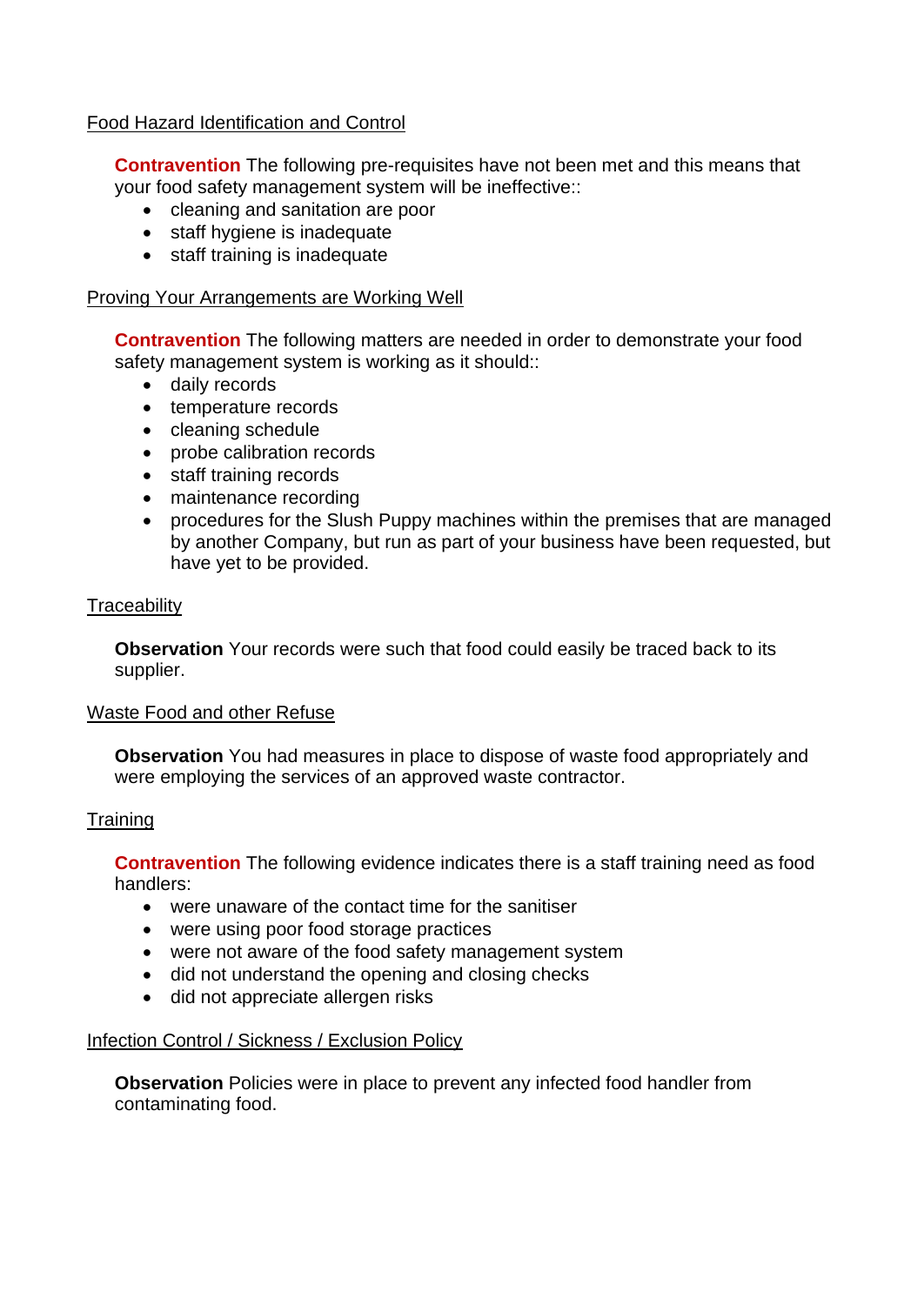Food Hazard Identification and Control

**Contravention** The following pre-requisites have not been met and this means that your food safety management system will be ineffective::

- cleaning and sanitation are poor
- staff hygiene is inadequate
- staff training is inadequate

Proving Your Arrangements are Working Well

**Contravention** The following matters are needed in order to demonstrate your food safety management system is working as it should::

- daily records
- temperature records
- cleaning schedule
- probe calibration records
- staff training records
- maintenance recording
- procedures for the Slush Puppy machines within the premises that are managed by another Company, but run as part of your business have been requested, but have yet to be provided.

Traceability

**Observation** Your records were such that food could easily be traced back to its supplier.

Waste Food and other Refuse

**Observation** You had measures in place to dispose of waste food appropriately and were employing the services of an approved waste contractor.

Training

**Contravention** The following evidence indicates there is a staff training need as food handlers:

- were unaware of the contact time for the sanitiser
- were using poor food storage practices
- were not aware of the food safety management system
- did not understand the opening and closing checks
- did not appreciate allergen risks

Infection Control / Sickness / Exclusion Policy

**Observation** Policies were in place to prevent any infected food handler from contaminating food.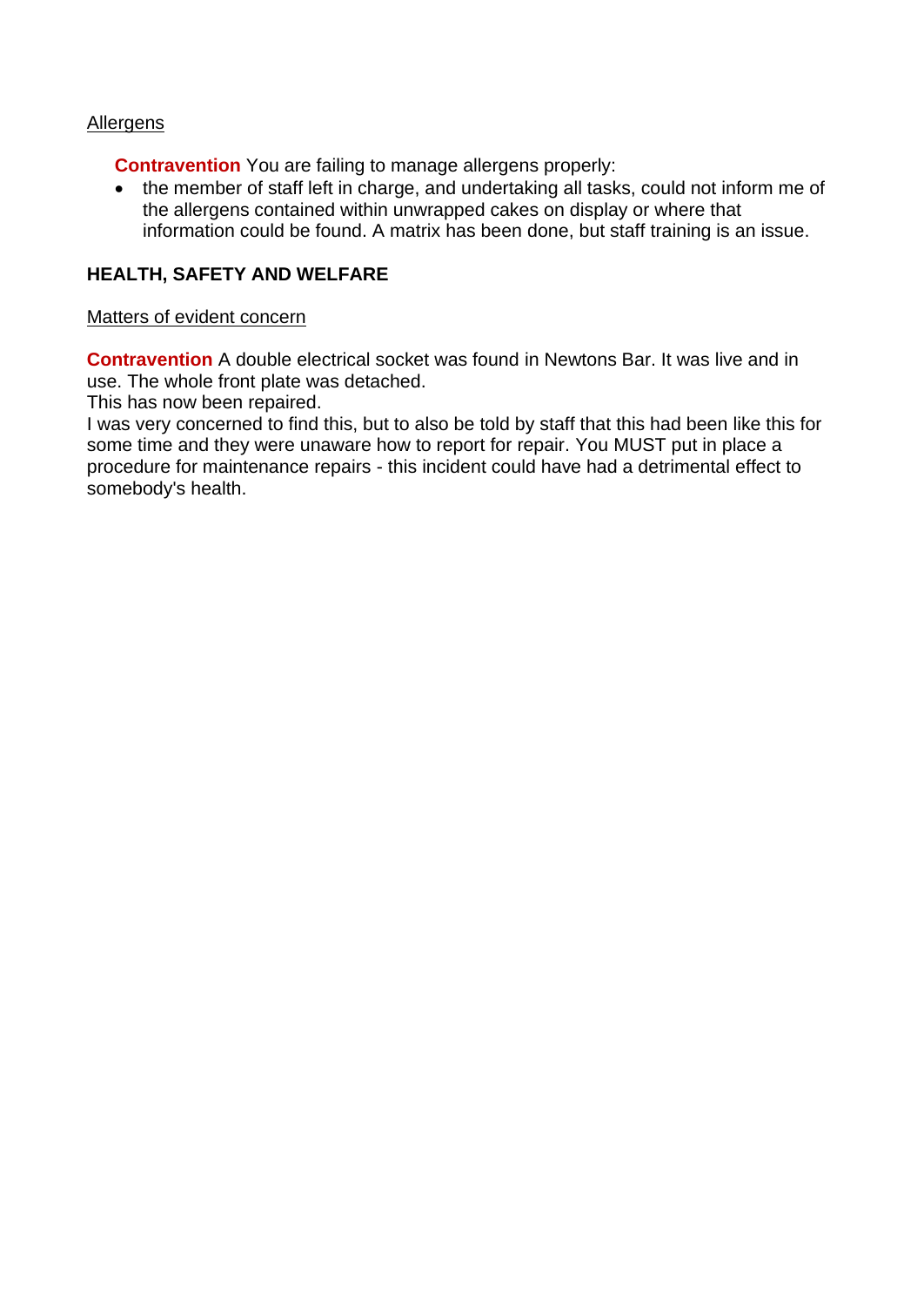Allergens

**Contravention** You are failing to manage allergens properly:

- the member of staff left in charge, and undertaking all tasks, could not inform me of the allergens contained within unwrapped cakes on display or where that information could be found. A matrix has been done, but staff training is an issue.

## HEALTH, SAFETY AND WELFARE

Matters of evident concern

**Contravention** A double electrical socket was found in Newtons Bar. It was live and in use. The whole front plate was detached.
This has now been repaired.
I was very concerned to find this, but to also be told by staff that this had been like this for some time and they were unaware how to report for repair. You MUST put in place a procedure for maintenance repairs - this incident could have had a detrimental effect to somebody's health.